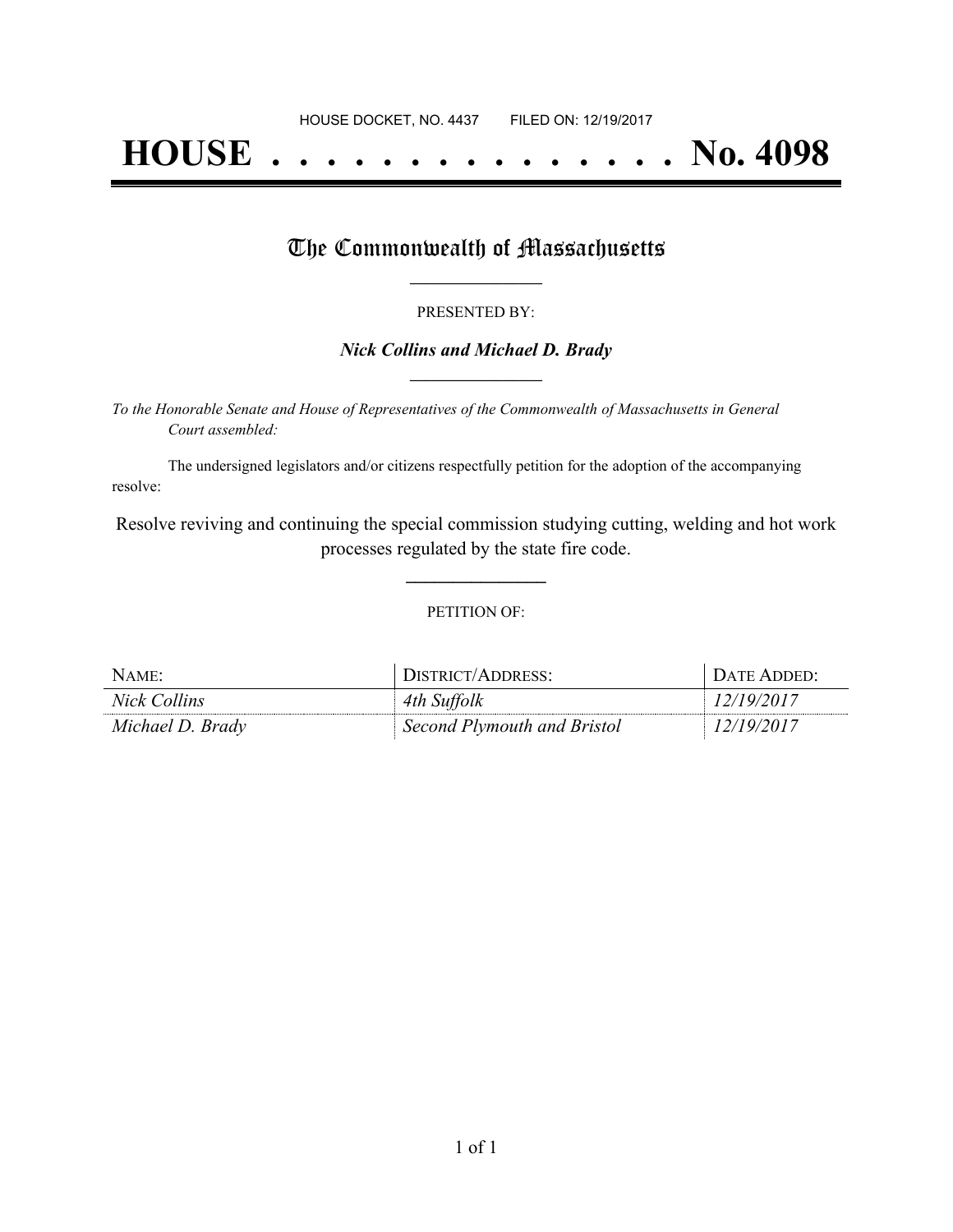HOUSE DOCKET, NO. 4437        FILED ON: 12/19/2017

# HOUSE . . . . . . . . . . . . . . . No. 4098

## The Commonwealth of Massachusetts

PRESENTED BY:

***Nick Collins and Michael D. Brady***

*To the Honorable Senate and House of Representatives of the Commonwealth of Massachusetts in General Court assembled:*

The undersigned legislators and/or citizens respectfully petition for the adoption of the accompanying resolve:

Resolve reviving and continuing the special commission studying cutting, welding and hot work processes regulated by the state fire code.

PETITION OF:

| NAME: | DISTRICT/ADDRESS: | DATE ADDED: |
|---|---|---|
| *Nick Collins* | *4th Suffolk* | *12/19/2017* |
| *Michael D. Brady* | *Second Plymouth and Bristol* | *12/19/2017* |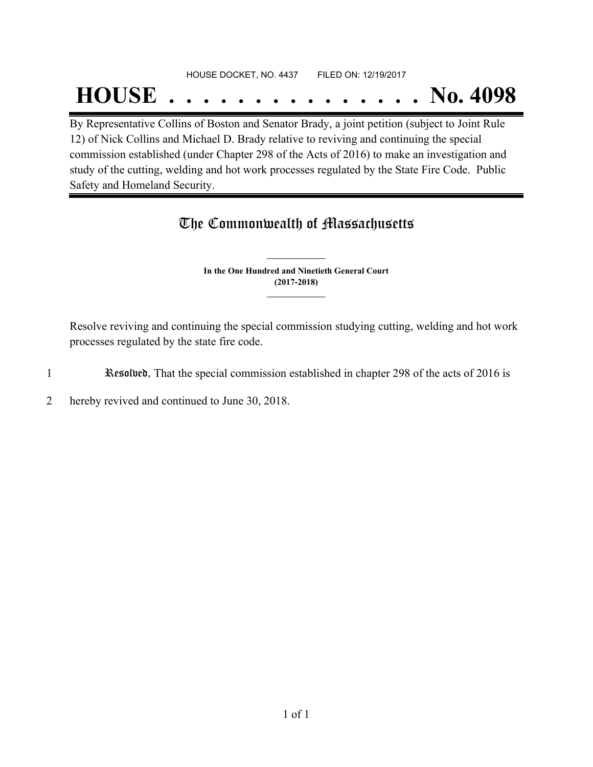HOUSE DOCKET, NO. 4437 FILED ON: 12/19/2017

# HOUSE . . . . . . . . . . . . . . . No. 4098

By Representative Collins of Boston and Senator Brady, a joint petition (subject to Joint Rule 12) of Nick Collins and Michael D. Brady relative to reviving and continuing the special commission established (under Chapter 298 of the Acts of 2016) to make an investigation and study of the cutting, welding and hot work processes regulated by the State Fire Code. Public Safety and Homeland Security.

## The Commonwealth of Massachusetts

**In the One Hundred and Ninetieth General Court**
**(2017-2018)**

Resolve reviving and continuing the special commission studying cutting, welding and hot work processes regulated by the state fire code.

1 *Resolved,* That the special commission established in chapter 298 of the acts of 2016 is

2 hereby revived and continued to June 30, 2018.